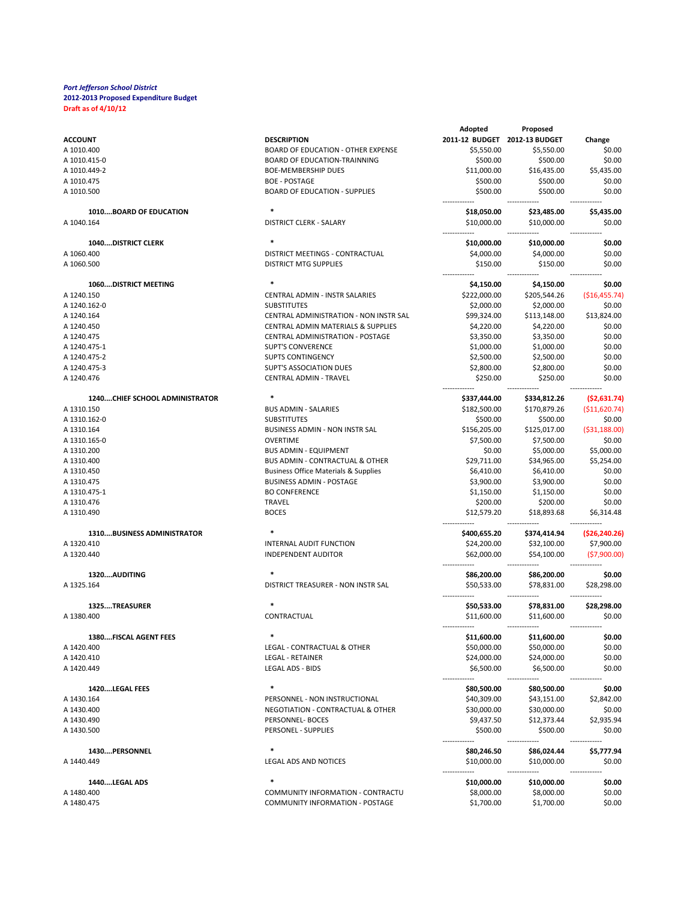*Port Jefferson School District*

**2012-2013 Proposed Expenditure Budget**

**Draft as of 4/10/12**

| ACCOUNT | DESCRIPTION | Adopted 2011-12 BUDGET | Proposed 2012-13 BUDGET | Change |
|---|---|---|---|---|
| A 1010.400 | BOARD OF EDUCATION - OTHER EXPENSE | $5,550.00 | $5,550.00 | $0.00 |
| A 1010.415-0 | BOARD OF EDUCATION-TRAINNING | $500.00 | $500.00 | $0.00 |
| A 1010.449-2 | BOE-MEMBERSHIP DUES | $11,000.00 | $16,435.00 | $5,435.00 |
| A 1010.475 | BOE - POSTAGE | $500.00 | $500.00 | $0.00 |
| A 1010.500 | BOARD OF EDUCATION - SUPPLIES | $500.00 | $500.00 | $0.00 |
| **1010....BOARD OF EDUCATION** | * | **$18,050.00** | **$23,485.00** | **$5,435.00** |
| A 1040.164 | DISTRICT CLERK - SALARY | $10,000.00 | $10,000.00 | $0.00 |
| **1040....DISTRICT CLERK** | * | **$10,000.00** | **$10,000.00** | **$0.00** |
| A 1060.400 | DISTRICT MEETINGS - CONTRACTUAL | $4,000.00 | $4,000.00 | $0.00 |
| A 1060.500 | DISTRICT MTG SUPPLIES | $150.00 | $150.00 | $0.00 |
| **1060....DISTRICT MEETING** | * | **$4,150.00** | **$4,150.00** | **$0.00** |
| A 1240.150 | CENTRAL ADMIN - INSTR SALARIES | $222,000.00 | $205,544.26 | ($16,455.74) |
| A 1240.162-0 | SUBSTITUTES | $2,000.00 | $2,000.00 | $0.00 |
| A 1240.164 | CENTRAL ADMINISTRATION - NON INSTR SAL | $99,324.00 | $113,148.00 | $13,824.00 |
| A 1240.450 | CENTRAL ADMIN MATERIALS & SUPPLIES | $4,220.00 | $4,220.00 | $0.00 |
| A 1240.475 | CENTRAL ADMINISTRATION - POSTAGE | $3,350.00 | $3,350.00 | $0.00 |
| A 1240.475-1 | SUPT'S CONVERENCE | $1,000.00 | $1,000.00 | $0.00 |
| A 1240.475-2 | SUPTS CONTINGENCY | $2,500.00 | $2,500.00 | $0.00 |
| A 1240.475-3 | SUPT'S ASSOCIATION DUES | $2,800.00 | $2,800.00 | $0.00 |
| A 1240.476 | CENTRAL ADMIN - TRAVEL | $250.00 | $250.00 | $0.00 |
| **1240....CHIEF SCHOOL ADMINISTRATOR** | * | **$337,444.00** | **$334,812.26** | **($2,631.74)** |
| A 1310.150 | BUS ADMIN - SALARIES | $182,500.00 | $170,879.26 | ($11,620.74) |
| A 1310.162-0 | SUBSTITUTES | $500.00 | $500.00 | $0.00 |
| A 1310.164 | BUSINESS ADMIN - NON INSTR SAL | $156,205.00 | $125,017.00 | ($31,188.00) |
| A 1310.165-0 | OVERTIME | $7,500.00 | $7,500.00 | $0.00 |
| A 1310.200 | BUS ADMIN - EQUIPMENT | $0.00 | $5,000.00 | $5,000.00 |
| A 1310.400 | BUS ADMIN - CONTRACTUAL & OTHER | $29,711.00 | $34,965.00 | $5,254.00 |
| A 1310.450 | Business Office Materials & Supplies | $6,410.00 | $6,410.00 | $0.00 |
| A 1310.475 | BUSINESS ADMIN - POSTAGE | $3,900.00 | $3,900.00 | $0.00 |
| A 1310.475-1 | BO CONFERENCE | $1,150.00 | $1,150.00 | $0.00 |
| A 1310.476 | TRAVEL | $200.00 | $200.00 | $0.00 |
| A 1310.490 | BOCES | $12,579.20 | $18,893.68 | $6,314.48 |
| **1310....BUSINESS ADMINISTRATOR** | * | **$400,655.20** | **$374,414.94** | **($26,240.26)** |
| A 1320.410 | INTERNAL AUDIT FUNCTION | $24,200.00 | $32,100.00 | $7,900.00 |
| A 1320.440 | INDEPENDENT AUDITOR | $62,000.00 | $54,100.00 | ($7,900.00) |
| **1320....AUDITING** | * | **$86,200.00** | **$86,200.00** | **$0.00** |
| A 1325.164 | DISTRICT TREASURER - NON INSTR SAL | $50,533.00 | $78,831.00 | $28,298.00 |
| **1325....TREASURER** | * | **$50,533.00** | **$78,831.00** | **$28,298.00** |
| A 1380.400 | CONTRACTUAL | $11,600.00 | $11,600.00 | $0.00 |
| **1380....FISCAL AGENT FEES** | * | **$11,600.00** | **$11,600.00** | **$0.00** |
| A 1420.400 | LEGAL - CONTRACTUAL & OTHER | $50,000.00 | $50,000.00 | $0.00 |
| A 1420.410 | LEGAL - RETAINER | $24,000.00 | $24,000.00 | $0.00 |
| A 1420.449 | LEGAL ADS - BIDS | $6,500.00 | $6,500.00 | $0.00 |
| **1420....LEGAL FEES** | * | **$80,500.00** | **$80,500.00** | **$0.00** |
| A 1430.164 | PERSONNEL - NON INSTRUCTIONAL | $40,309.00 | $43,151.00 | $2,842.00 |
| A 1430.400 | NEGOTIATION - CONTRACTUAL & OTHER | $30,000.00 | $30,000.00 | $0.00 |
| A 1430.490 | PERSONNEL- BOCES | $9,437.50 | $12,373.44 | $2,935.94 |
| A 1430.500 | PERSONEL - SUPPLIES | $500.00 | $500.00 | $0.00 |
| **1430....PERSONNEL** | * | **$80,246.50** | **$86,024.44** | **$5,777.94** |
| A 1440.449 | LEGAL ADS AND NOTICES | $10,000.00 | $10,000.00 | $0.00 |
| **1440....LEGAL ADS** | * | **$10,000.00** | **$10,000.00** | **$0.00** |
| A 1480.400 | COMMUNITY INFORMATION - CONTRACTU | $8,000.00 | $8,000.00 | $0.00 |
| A 1480.475 | COMMUNITY INFORMATION - POSTAGE | $1,700.00 | $1,700.00 | $0.00 |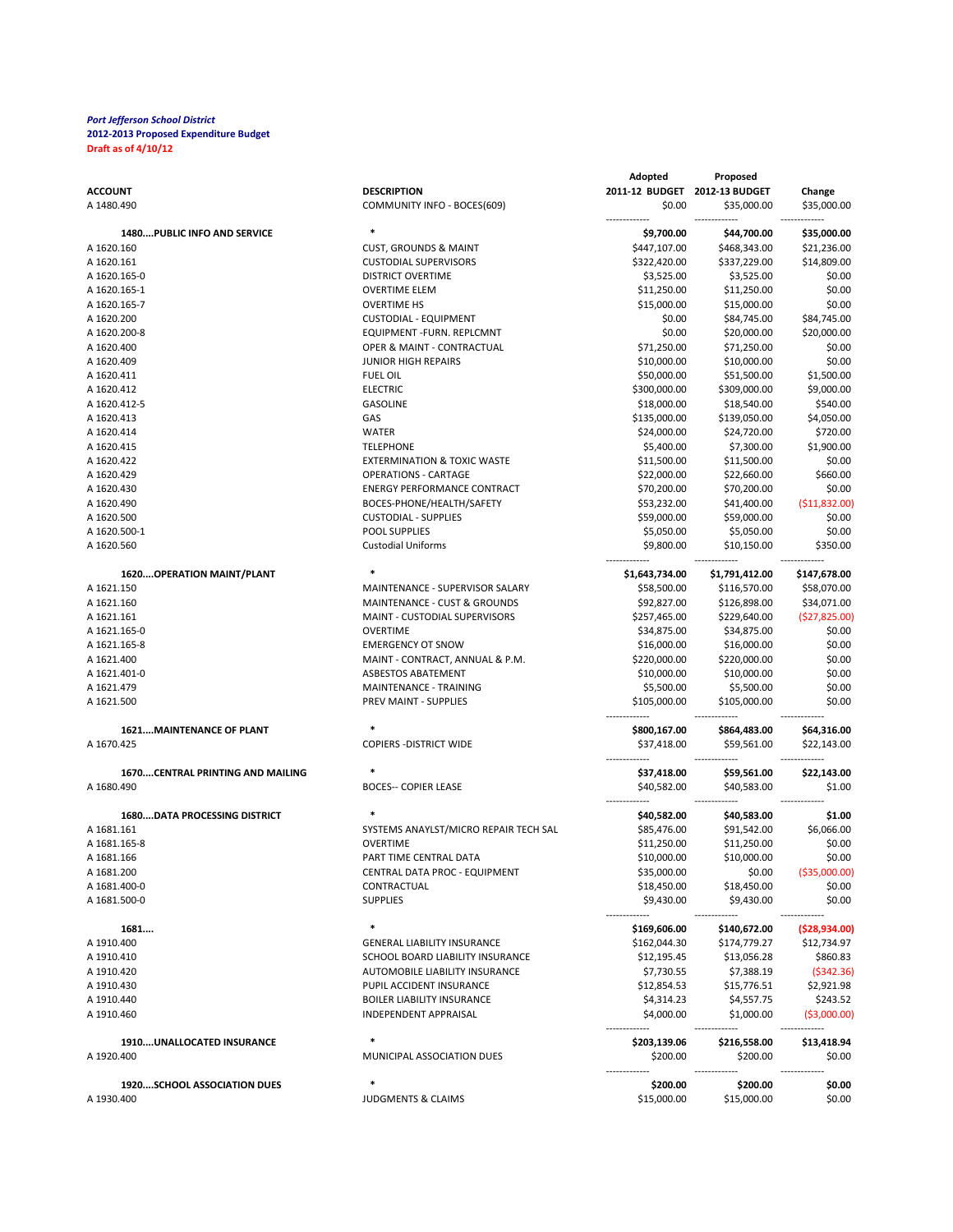*Port Jefferson School District*
**2012-2013 Proposed Expenditure Budget**
**Draft as of 4/10/12**

| ACCOUNT | DESCRIPTION | Adopted 2011-12 BUDGET | Proposed 2012-13 BUDGET | Change |
|---|---|---|---|---|
| A 1480.490 | COMMUNITY INFO - BOCES(609) | $0.00 | $35,000.00 | $35,000.00 |
| **1480....PUBLIC INFO AND SERVICE** | * | **$9,700.00** | **$44,700.00** | **$35,000.00** |
| A 1620.160 | CUST, GROUNDS & MAINT | $447,107.00 | $468,343.00 | $21,236.00 |
| A 1620.161 | CUSTODIAL SUPERVISORS | $322,420.00 | $337,229.00 | $14,809.00 |
| A 1620.165-0 | DISTRICT OVERTIME | $3,525.00 | $3,525.00 | $0.00 |
| A 1620.165-1 | OVERTIME ELEM | $11,250.00 | $11,250.00 | $0.00 |
| A 1620.165-7 | OVERTIME HS | $15,000.00 | $15,000.00 | $0.00 |
| A 1620.200 | CUSTODIAL - EQUIPMENT | $0.00 | $84,745.00 | $84,745.00 |
| A 1620.200-8 | EQUIPMENT -FURN. REPLCMNT | $0.00 | $20,000.00 | $20,000.00 |
| A 1620.400 | OPER & MAINT - CONTRACTUAL | $71,250.00 | $71,250.00 | $0.00 |
| A 1620.409 | JUNIOR HIGH REPAIRS | $10,000.00 | $10,000.00 | $0.00 |
| A 1620.411 | FUEL OIL | $50,000.00 | $51,500.00 | $1,500.00 |
| A 1620.412 | ELECTRIC | $300,000.00 | $309,000.00 | $9,000.00 |
| A 1620.412-5 | GASOLINE | $18,000.00 | $18,540.00 | $540.00 |
| A 1620.413 | GAS | $135,000.00 | $139,050.00 | $4,050.00 |
| A 1620.414 | WATER | $24,000.00 | $24,720.00 | $720.00 |
| A 1620.415 | TELEPHONE | $5,400.00 | $7,300.00 | $1,900.00 |
| A 1620.422 | EXTERMINATION & TOXIC WASTE | $11,500.00 | $11,500.00 | $0.00 |
| A 1620.429 | OPERATIONS - CARTAGE | $22,000.00 | $22,660.00 | $660.00 |
| A 1620.430 | ENERGY PERFORMANCE CONTRACT | $70,200.00 | $70,200.00 | $0.00 |
| A 1620.490 | BOCES-PHONE/HEALTH/SAFETY | $53,232.00 | $41,400.00 | ($11,832.00) |
| A 1620.500 | CUSTODIAL - SUPPLIES | $59,000.00 | $59,000.00 | $0.00 |
| A 1620.500-1 | POOL SUPPLIES | $5,050.00 | $5,050.00 | $0.00 |
| A 1620.560 | Custodial Uniforms | $9,800.00 | $10,150.00 | $350.00 |
| **1620....OPERATION MAINT/PLANT** | * | **$1,643,734.00** | **$1,791,412.00** | **$147,678.00** |
| A 1621.150 | MAINTENANCE - SUPERVISOR SALARY | $58,500.00 | $116,570.00 | $58,070.00 |
| A 1621.160 | MAINTENANCE - CUST & GROUNDS | $92,827.00 | $126,898.00 | $34,071.00 |
| A 1621.161 | MAINT - CUSTODIAL SUPERVISORS | $257,465.00 | $229,640.00 | ($27,825.00) |
| A 1621.165-0 | OVERTIME | $34,875.00 | $34,875.00 | $0.00 |
| A 1621.165-8 | EMERGENCY OT SNOW | $16,000.00 | $16,000.00 | $0.00 |
| A 1621.400 | MAINT - CONTRACT, ANNUAL & P.M. | $220,000.00 | $220,000.00 | $0.00 |
| A 1621.401-0 | ASBESTOS ABATEMENT | $10,000.00 | $10,000.00 | $0.00 |
| A 1621.479 | MAINTENANCE - TRAINING | $5,500.00 | $5,500.00 | $0.00 |
| A 1621.500 | PREV MAINT - SUPPLIES | $105,000.00 | $105,000.00 | $0.00 |
| **1621....MAINTENANCE OF PLANT** | * | **$800,167.00** | **$864,483.00** | **$64,316.00** |
| A 1670.425 | COPIERS -DISTRICT WIDE | $37,418.00 | $59,561.00 | $22,143.00 |
| **1670....CENTRAL PRINTING AND MAILING** | * | **$37,418.00** | **$59,561.00** | **$22,143.00** |
| A 1680.490 | BOCES-- COPIER LEASE | $40,582.00 | $40,583.00 | $1.00 |
| **1680....DATA PROCESSING DISTRICT** | * | **$40,582.00** | **$40,583.00** | **$1.00** |
| A 1681.161 | SYSTEMS ANAYLST/MICRO REPAIR TECH SAL | $85,476.00 | $91,542.00 | $6,066.00 |
| A 1681.165-8 | OVERTIME | $11,250.00 | $11,250.00 | $0.00 |
| A 1681.166 | PART TIME CENTRAL DATA | $10,000.00 | $10,000.00 | $0.00 |
| A 1681.200 | CENTRAL DATA PROC - EQUIPMENT | $35,000.00 | $0.00 | ($35,000.00) |
| A 1681.400-0 | CONTRACTUAL | $18,450.00 | $18,450.00 | $0.00 |
| A 1681.500-0 | SUPPLIES | $9,430.00 | $9,430.00 | $0.00 |
| **1681....** | * | **$169,606.00** | **$140,672.00** | **($28,934.00)** |
| A 1910.400 | GENERAL LIABILITY INSURANCE | $162,044.30 | $174,779.27 | $12,734.97 |
| A 1910.410 | SCHOOL BOARD LIABILITY INSURANCE | $12,195.45 | $13,056.28 | $860.83 |
| A 1910.420 | AUTOMOBILE LIABILITY INSURANCE | $7,730.55 | $7,388.19 | ($342.36) |
| A 1910.430 | PUPIL ACCIDENT INSURANCE | $12,854.53 | $15,776.51 | $2,921.98 |
| A 1910.440 | BOILER LIABILITY INSURANCE | $4,314.23 | $4,557.75 | $243.52 |
| A 1910.460 | INDEPENDENT APPRAISAL | $4,000.00 | $1,000.00 | ($3,000.00) |
| **1910....UNALLOCATED INSURANCE** | * | **$203,139.06** | **$216,558.00** | **$13,418.94** |
| A 1920.400 | MUNICIPAL ASSOCIATION DUES | $200.00 | $200.00 | $0.00 |
| **1920....SCHOOL ASSOCIATION DUES** | * | **$200.00** | **$200.00** | **$0.00** |
| A 1930.400 | JUDGMENTS & CLAIMS | $15,000.00 | $15,000.00 | $0.00 |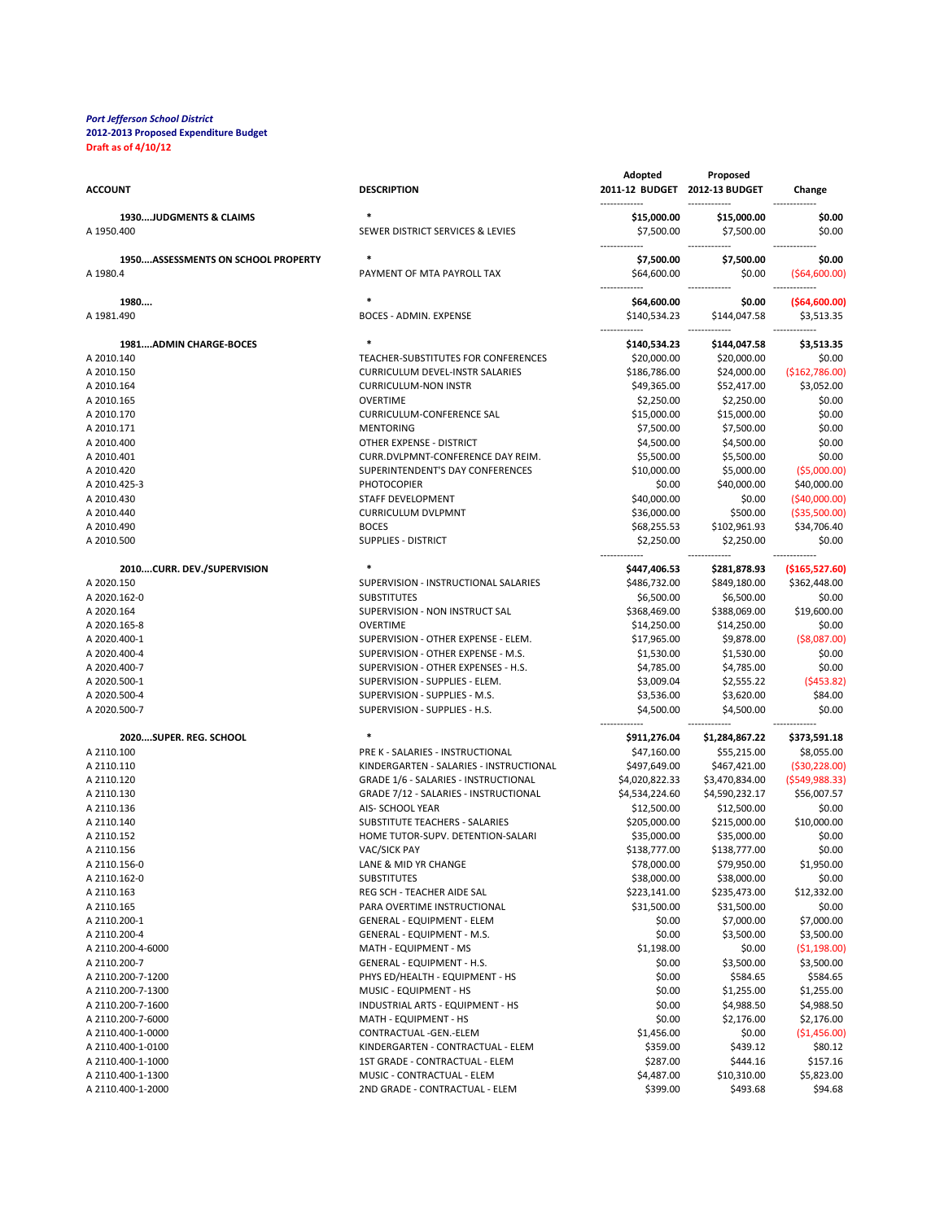*Port Jefferson School District*
**2012-2013 Proposed Expenditure Budget**
**Draft as of 4/10/12**

| ACCOUNT | DESCRIPTION | Adopted 2011-12 BUDGET | Proposed 2012-13 BUDGET | Change |
|---|---|---|---|---|
| **1930....JUDGMENTS & CLAIMS** | * | **$15,000.00** | **$15,000.00** | **$0.00** |
| A 1950.400 | SEWER DISTRICT SERVICES & LEVIES | $7,500.00 | $7,500.00 | $0.00 |
| **1950....ASSESSMENTS ON SCHOOL PROPERTY** | * | **$7,500.00** | **$7,500.00** | **$0.00** |
| A 1980.4 | PAYMENT OF MTA PAYROLL TAX | $64,600.00 | $0.00 | ($64,600.00) |
| **1980....** | * | **$64,600.00** | **$0.00** | **($64,600.00)** |
| A 1981.490 | BOCES - ADMIN. EXPENSE | $140,534.23 | $144,047.58 | $3,513.35 |
| **1981....ADMIN CHARGE-BOCES** | * | **$140,534.23** | **$144,047.58** | **$3,513.35** |
| A 2010.140 | TEACHER-SUBSTITUTES FOR CONFERENCES | $20,000.00 | $20,000.00 | $0.00 |
| A 2010.150 | CURRICULUM DEVEL-INSTR SALARIES | $186,786.00 | $24,000.00 | ($162,786.00) |
| A 2010.164 | CURRICULUM-NON INSTR | $49,365.00 | $52,417.00 | $3,052.00 |
| A 2010.165 | OVERTIME | $2,250.00 | $2,250.00 | $0.00 |
| A 2010.170 | CURRICULUM-CONFERENCE SAL | $15,000.00 | $15,000.00 | $0.00 |
| A 2010.171 | MENTORING | $7,500.00 | $7,500.00 | $0.00 |
| A 2010.400 | OTHER EXPENSE - DISTRICT | $4,500.00 | $4,500.00 | $0.00 |
| A 2010.401 | CURR.DVLPMNT-CONFERENCE DAY REIM. | $5,500.00 | $5,500.00 | $0.00 |
| A 2010.420 | SUPERINTENDENT'S DAY CONFERENCES | $10,000.00 | $5,000.00 | ($5,000.00) |
| A 2010.425-3 | PHOTOCOPIER | $0.00 | $40,000.00 | $40,000.00 |
| A 2010.430 | STAFF DEVELOPMENT | $40,000.00 | $0.00 | ($40,000.00) |
| A 2010.440 | CURRICULUM DVLPMNT | $36,000.00 | $500.00 | ($35,500.00) |
| A 2010.490 | BOCES | $68,255.53 | $102,961.93 | $34,706.40 |
| A 2010.500 | SUPPLIES - DISTRICT | $2,250.00 | $2,250.00 | $0.00 |
| **2010....CURR. DEV./SUPERVISION** | * | **$447,406.53** | **$281,878.93** | **($165,527.60)** |
| A 2020.150 | SUPERVISION - INSTRUCTIONAL SALARIES | $486,732.00 | $849,180.00 | $362,448.00 |
| A 2020.162-0 | SUBSTITUTES | $6,500.00 | $6,500.00 | $0.00 |
| A 2020.164 | SUPERVISION - NON INSTRUCT SAL | $368,469.00 | $388,069.00 | $19,600.00 |
| A 2020.165-8 | OVERTIME | $14,250.00 | $14,250.00 | $0.00 |
| A 2020.400-1 | SUPERVISION - OTHER EXPENSE - ELEM. | $17,965.00 | $9,878.00 | ($8,087.00) |
| A 2020.400-4 | SUPERVISION - OTHER EXPENSE - M.S. | $1,530.00 | $1,530.00 | $0.00 |
| A 2020.400-7 | SUPERVISION - OTHER EXPENSES - H.S. | $4,785.00 | $4,785.00 | $0.00 |
| A 2020.500-1 | SUPERVISION - SUPPLIES - ELEM. | $3,009.04 | $2,555.22 | ($453.82) |
| A 2020.500-4 | SUPERVISION - SUPPLIES - M.S. | $3,536.00 | $3,620.00 | $84.00 |
| A 2020.500-7 | SUPERVISION - SUPPLIES - H.S. | $4,500.00 | $4,500.00 | $0.00 |
| **2020....SUPER. REG. SCHOOL** | * | **$911,276.04** | **$1,284,867.22** | **$373,591.18** |
| A 2110.100 | PRE K - SALARIES - INSTRUCTIONAL | $47,160.00 | $55,215.00 | $8,055.00 |
| A 2110.110 | KINDERGARTEN - SALARIES - INSTRUCTIONAL | $497,649.00 | $467,421.00 | ($30,228.00) |
| A 2110.120 | GRADE 1/6 - SALARIES - INSTRUCTIONAL | $4,020,822.33 | $3,470,834.00 | ($549,988.33) |
| A 2110.130 | GRADE 7/12 - SALARIES - INSTRUCTIONAL | $4,534,224.60 | $4,590,232.17 | $56,007.57 |
| A 2110.136 | AIS- SCHOOL YEAR | $12,500.00 | $12,500.00 | $0.00 |
| A 2110.140 | SUBSTITUTE TEACHERS - SALARIES | $205,000.00 | $215,000.00 | $10,000.00 |
| A 2110.152 | HOME TUTOR-SUPV. DETENTION-SALARI | $35,000.00 | $35,000.00 | $0.00 |
| A 2110.156 | VAC/SICK PAY | $138,777.00 | $138,777.00 | $0.00 |
| A 2110.156-0 | LANE & MID YR CHANGE | $78,000.00 | $79,950.00 | $1,950.00 |
| A 2110.162-0 | SUBSTITUTES | $38,000.00 | $38,000.00 | $0.00 |
| A 2110.163 | REG SCH - TEACHER AIDE SAL | $223,141.00 | $235,473.00 | $12,332.00 |
| A 2110.165 | PARA OVERTIME INSTRUCTIONAL | $31,500.00 | $31,500.00 | $0.00 |
| A 2110.200-1 | GENERAL - EQUIPMENT - ELEM | $0.00 | $7,000.00 | $7,000.00 |
| A 2110.200-4 | GENERAL - EQUIPMENT - M.S. | $0.00 | $3,500.00 | $3,500.00 |
| A 2110.200-4-6000 | MATH - EQUIPMENT - MS | $1,198.00 | $0.00 | ($1,198.00) |
| A 2110.200-7 | GENERAL - EQUIPMENT - H.S. | $0.00 | $3,500.00 | $3,500.00 |
| A 2110.200-7-1200 | PHYS ED/HEALTH - EQUIPMENT - HS | $0.00 | $584.65 | $584.65 |
| A 2110.200-7-1300 | MUSIC - EQUIPMENT - HS | $0.00 | $1,255.00 | $1,255.00 |
| A 2110.200-7-1600 | INDUSTRIAL ARTS - EQUIPMENT - HS | $0.00 | $4,988.50 | $4,988.50 |
| A 2110.200-7-6000 | MATH - EQUIPMENT - HS | $0.00 | $2,176.00 | $2,176.00 |
| A 2110.400-1-0000 | CONTRACTUAL -GEN.-ELEM | $1,456.00 | $0.00 | ($1,456.00) |
| A 2110.400-1-0100 | KINDERGARTEN - CONTRACTUAL - ELEM | $359.00 | $439.12 | $80.12 |
| A 2110.400-1-1000 | 1ST GRADE - CONTRACTUAL - ELEM | $287.00 | $444.16 | $157.16 |
| A 2110.400-1-1300 | MUSIC - CONTRACTUAL - ELEM | $4,487.00 | $10,310.00 | $5,823.00 |
| A 2110.400-1-2000 | 2ND GRADE - CONTRACTUAL - ELEM | $399.00 | $493.68 | $94.68 |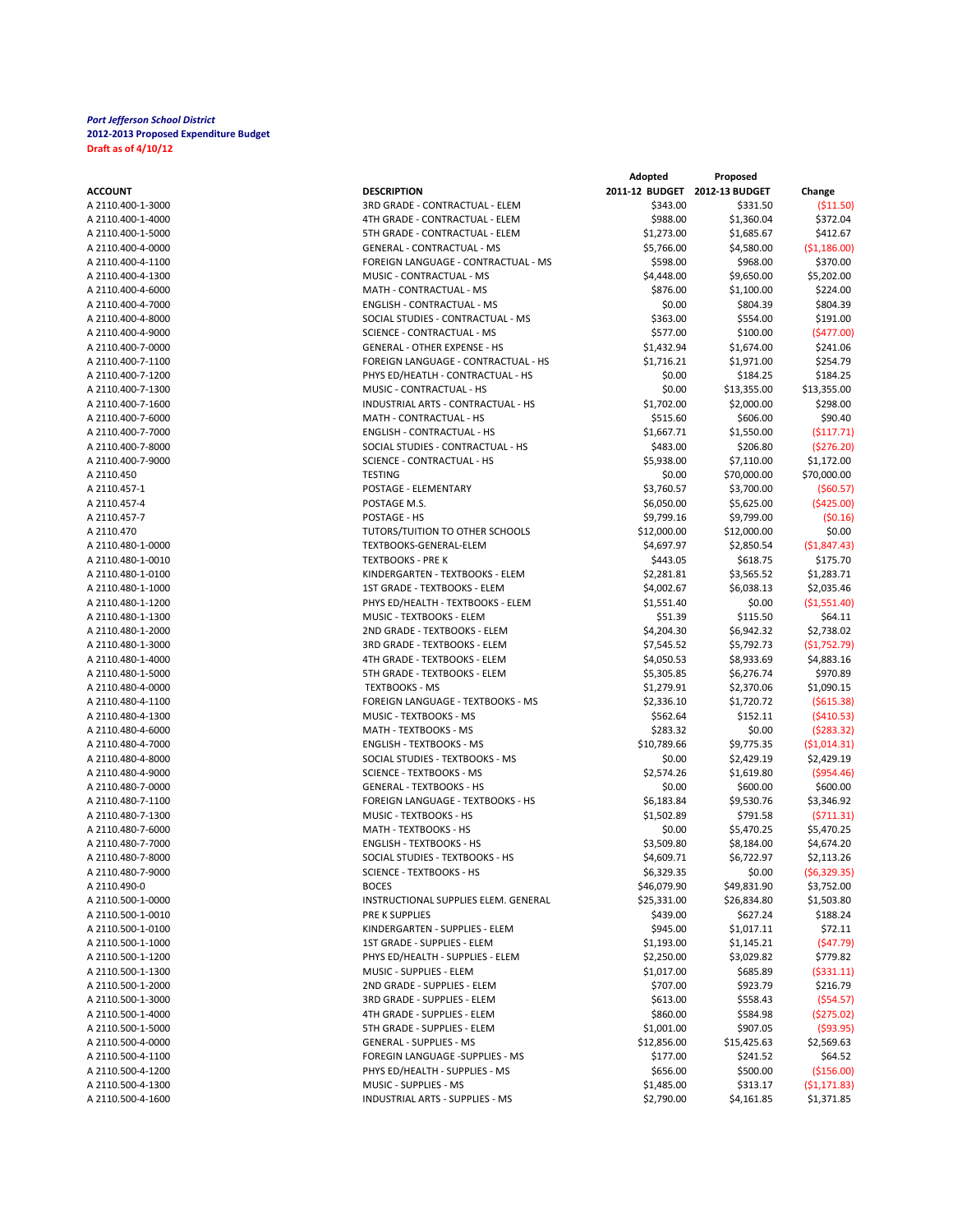*Port Jefferson School District*
**2012-2013 Proposed Expenditure Budget**
**Draft as of 4/10/12**

| ACCOUNT | DESCRIPTION | Adopted 2011-12 BUDGET | Proposed 2012-13 BUDGET | Change |
|---|---|---|---|---|
| A 2110.400-1-3000 | 3RD GRADE - CONTRACTUAL - ELEM | $343.00 | $331.50 | ($11.50) |
| A 2110.400-1-4000 | 4TH GRADE - CONTRACTUAL - ELEM | $988.00 | $1,360.04 | $372.04 |
| A 2110.400-1-5000 | 5TH GRADE - CONTRACTUAL - ELEM | $1,273.00 | $1,685.67 | $412.67 |
| A 2110.400-4-0000 | GENERAL - CONTRACTUAL - MS | $5,766.00 | $4,580.00 | ($1,186.00) |
| A 2110.400-4-1100 | FOREIGN LANGUAGE - CONTRACTUAL - MS | $598.00 | $968.00 | $370.00 |
| A 2110.400-4-1300 | MUSIC - CONTRACTUAL - MS | $4,448.00 | $9,650.00 | $5,202.00 |
| A 2110.400-4-6000 | MATH - CONTRACTUAL - MS | $876.00 | $1,100.00 | $224.00 |
| A 2110.400-4-7000 | ENGLISH - CONTRACTUAL - MS | $0.00 | $804.39 | $804.39 |
| A 2110.400-4-8000 | SOCIAL STUDIES - CONTRACTUAL - MS | $363.00 | $554.00 | $191.00 |
| A 2110.400-4-9000 | SCIENCE - CONTRACTUAL - MS | $577.00 | $100.00 | ($477.00) |
| A 2110.400-7-0000 | GENERAL - OTHER EXPENSE - HS | $1,432.94 | $1,674.00 | $241.06 |
| A 2110.400-7-1100 | FOREIGN LANGUAGE - CONTRACTUAL - HS | $1,716.21 | $1,971.00 | $254.79 |
| A 2110.400-7-1200 | PHYS ED/HEATLH - CONTRACTUAL - HS | $0.00 | $184.25 | $184.25 |
| A 2110.400-7-1300 | MUSIC - CONTRACTUAL - HS | $0.00 | $13,355.00 | $13,355.00 |
| A 2110.400-7-1600 | INDUSTRIAL ARTS - CONTRACTUAL - HS | $1,702.00 | $2,000.00 | $298.00 |
| A 2110.400-7-6000 | MATH - CONTRACTUAL - HS | $515.60 | $606.00 | $90.40 |
| A 2110.400-7-7000 | ENGLISH - CONTRACTUAL - HS | $1,667.71 | $1,550.00 | ($117.71) |
| A 2110.400-7-8000 | SOCIAL STUDIES - CONTRACTUAL - HS | $483.00 | $206.80 | ($276.20) |
| A 2110.400-7-9000 | SCIENCE - CONTRACTUAL - HS | $5,938.00 | $7,110.00 | $1,172.00 |
| A 2110.450 | TESTING | $0.00 | $70,000.00 | $70,000.00 |
| A 2110.457-1 | POSTAGE - ELEMENTARY | $3,760.57 | $3,700.00 | ($60.57) |
| A 2110.457-4 | POSTAGE M.S. | $6,050.00 | $5,625.00 | ($425.00) |
| A 2110.457-7 | POSTAGE - HS | $9,799.16 | $9,799.00 | ($0.16) |
| A 2110.470 | TUTORS/TUITION TO OTHER SCHOOLS | $12,000.00 | $12,000.00 | $0.00 |
| A 2110.480-1-0000 | TEXTBOOKS-GENERAL-ELEM | $4,697.97 | $2,850.54 | ($1,847.43) |
| A 2110.480-1-0010 | TEXTBOOKS - PRE K | $443.05 | $618.75 | $175.70 |
| A 2110.480-1-0100 | KINDERGARTEN - TEXTBOOKS - ELEM | $2,281.81 | $3,565.52 | $1,283.71 |
| A 2110.480-1-1000 | 1ST GRADE - TEXTBOOKS - ELEM | $4,002.67 | $6,038.13 | $2,035.46 |
| A 2110.480-1-1200 | PHYS ED/HEALTH - TEXTBOOKS - ELEM | $1,551.40 | $0.00 | ($1,551.40) |
| A 2110.480-1-1300 | MUSIC - TEXTBOOKS - ELEM | $51.39 | $115.50 | $64.11 |
| A 2110.480-1-2000 | 2ND GRADE - TEXTBOOKS - ELEM | $4,204.30 | $6,942.32 | $2,738.02 |
| A 2110.480-1-3000 | 3RD GRADE - TEXTBOOKS - ELEM | $7,545.52 | $5,792.73 | ($1,752.79) |
| A 2110.480-1-4000 | 4TH GRADE - TEXTBOOKS - ELEM | $4,050.53 | $8,933.69 | $4,883.16 |
| A 2110.480-1-5000 | 5TH GRADE - TEXTBOOKS - ELEM | $5,305.85 | $6,276.74 | $970.89 |
| A 2110.480-4-0000 | TEXTBOOKS - MS | $1,279.91 | $2,370.06 | $1,090.15 |
| A 2110.480-4-1100 | FOREIGN LANGUAGE - TEXTBOOKS - MS | $2,336.10 | $1,720.72 | ($615.38) |
| A 2110.480-4-1300 | MUSIC - TEXTBOOKS - MS | $562.64 | $152.11 | ($410.53) |
| A 2110.480-4-6000 | MATH - TEXTBOOKS - MS | $283.32 | $0.00 | ($283.32) |
| A 2110.480-4-7000 | ENGLISH - TEXTBOOKS - MS | $10,789.66 | $9,775.35 | ($1,014.31) |
| A 2110.480-4-8000 | SOCIAL STUDIES - TEXTBOOKS - MS | $0.00 | $2,429.19 | $2,429.19 |
| A 2110.480-4-9000 | SCIENCE - TEXTBOOKS - MS | $2,574.26 | $1,619.80 | ($954.46) |
| A 2110.480-7-0000 | GENERAL - TEXTBOOKS - HS | $0.00 | $600.00 | $600.00 |
| A 2110.480-7-1100 | FOREIGN LANGUAGE - TEXTBOOKS - HS | $6,183.84 | $9,530.76 | $3,346.92 |
| A 2110.480-7-1300 | MUSIC - TEXTBOOKS - HS | $1,502.89 | $791.58 | ($711.31) |
| A 2110.480-7-6000 | MATH - TEXTBOOKS - HS | $0.00 | $5,470.25 | $5,470.25 |
| A 2110.480-7-7000 | ENGLISH - TEXTBOOKS - HS | $3,509.80 | $8,184.00 | $4,674.20 |
| A 2110.480-7-8000 | SOCIAL STUDIES - TEXTBOOKS - HS | $4,609.71 | $6,722.97 | $2,113.26 |
| A 2110.480-7-9000 | SCIENCE - TEXTBOOKS - HS | $6,329.35 | $0.00 | ($6,329.35) |
| A 2110.490-0 | BOCES | $46,079.90 | $49,831.90 | $3,752.00 |
| A 2110.500-1-0000 | INSTRUCTIONAL SUPPLIES ELEM. GENERAL | $25,331.00 | $26,834.80 | $1,503.80 |
| A 2110.500-1-0010 | PRE K SUPPLIES | $439.00 | $627.24 | $188.24 |
| A 2110.500-1-0100 | KINDERGARTEN - SUPPLIES - ELEM | $945.00 | $1,017.11 | $72.11 |
| A 2110.500-1-1000 | 1ST GRADE - SUPPLIES - ELEM | $1,193.00 | $1,145.21 | ($47.79) |
| A 2110.500-1-1200 | PHYS ED/HEALTH - SUPPLIES - ELEM | $2,250.00 | $3,029.82 | $779.82 |
| A 2110.500-1-1300 | MUSIC - SUPPLIES - ELEM | $1,017.00 | $685.89 | ($331.11) |
| A 2110.500-1-2000 | 2ND GRADE - SUPPLIES - ELEM | $707.00 | $923.79 | $216.79 |
| A 2110.500-1-3000 | 3RD GRADE - SUPPLIES - ELEM | $613.00 | $558.43 | ($54.57) |
| A 2110.500-1-4000 | 4TH GRADE - SUPPLIES - ELEM | $860.00 | $584.98 | ($275.02) |
| A 2110.500-1-5000 | 5TH GRADE - SUPPLIES - ELEM | $1,001.00 | $907.05 | ($93.95) |
| A 2110.500-4-0000 | GENERAL - SUPPLIES - MS | $12,856.00 | $15,425.63 | $2,569.63 |
| A 2110.500-4-1100 | FOREGIN LANGUAGE -SUPPLIES - MS | $177.00 | $241.52 | $64.52 |
| A 2110.500-4-1200 | PHYS ED/HEALTH - SUPPLIES - MS | $656.00 | $500.00 | ($156.00) |
| A 2110.500-4-1300 | MUSIC - SUPPLIES - MS | $1,485.00 | $313.17 | ($1,171.83) |
| A 2110.500-4-1600 | INDUSTRIAL ARTS - SUPPLIES - MS | $2,790.00 | $4,161.85 | $1,371.85 |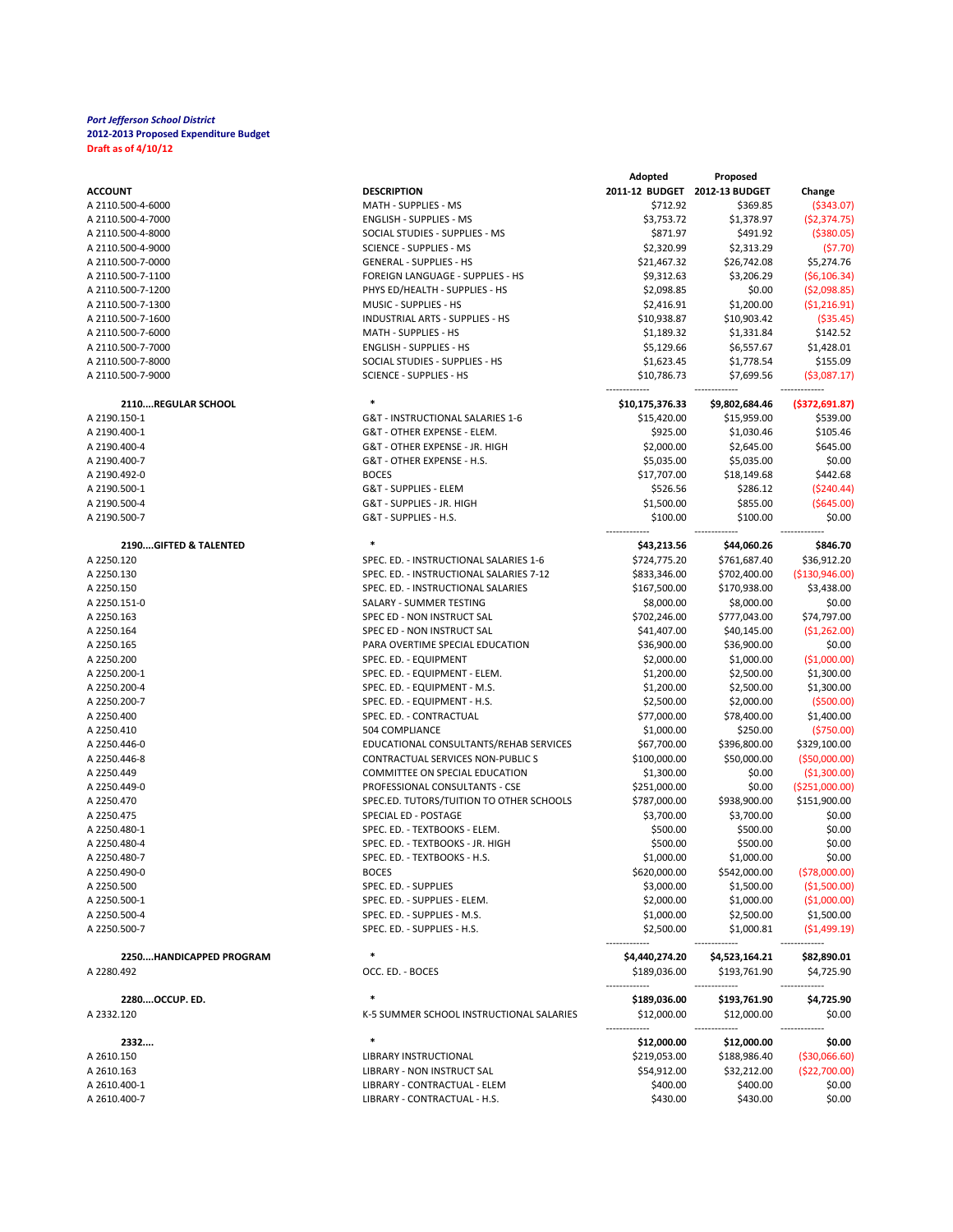*Port Jefferson School District*
**2012-2013 Proposed Expenditure Budget**
**Draft as of 4/10/12**

| ACCOUNT | DESCRIPTION | Adopted 2011-12 BUDGET | Proposed 2012-13 BUDGET | Change |
|---|---|---|---|---|
| A 2110.500-4-6000 | MATH - SUPPLIES - MS | $712.92 | $369.85 | ($343.07) |
| A 2110.500-4-7000 | ENGLISH - SUPPLIES - MS | $3,753.72 | $1,378.97 | ($2,374.75) |
| A 2110.500-4-8000 | SOCIAL STUDIES - SUPPLIES - MS | $871.97 | $491.92 | ($380.05) |
| A 2110.500-4-9000 | SCIENCE - SUPPLIES - MS | $2,320.99 | $2,313.29 | ($7.70) |
| A 2110.500-7-0000 | GENERAL - SUPPLIES - HS | $21,467.32 | $26,742.08 | $5,274.76 |
| A 2110.500-7-1100 | FOREIGN LANGUAGE - SUPPLIES - HS | $9,312.63 | $3,206.29 | ($6,106.34) |
| A 2110.500-7-1200 | PHYS ED/HEALTH - SUPPLIES - HS | $2,098.85 | $0.00 | ($2,098.85) |
| A 2110.500-7-1300 | MUSIC - SUPPLIES - HS | $2,416.91 | $1,200.00 | ($1,216.91) |
| A 2110.500-7-1600 | INDUSTRIAL ARTS - SUPPLIES - HS | $10,938.87 | $10,903.42 | ($35.45) |
| A 2110.500-7-6000 | MATH - SUPPLIES - HS | $1,189.32 | $1,331.84 | $142.52 |
| A 2110.500-7-7000 | ENGLISH - SUPPLIES - HS | $5,129.66 | $6,557.67 | $1,428.01 |
| A 2110.500-7-8000 | SOCIAL STUDIES - SUPPLIES - HS | $1,623.45 | $1,778.54 | $155.09 |
| A 2110.500-7-9000 | SCIENCE - SUPPLIES - HS | $10,786.73 | $7,699.56 | ($3,087.17) |
| **2110....REGULAR SCHOOL** | * | **$10,175,376.33** | **$9,802,684.46** | **($372,691.87)** |
| A 2190.150-1 | G&T - INSTRUCTIONAL SALARIES 1-6 | $15,420.00 | $15,959.00 | $539.00 |
| A 2190.400-1 | G&T - OTHER EXPENSE - ELEM. | $925.00 | $1,030.46 | $105.46 |
| A 2190.400-4 | G&T - OTHER EXPENSE - JR. HIGH | $2,000.00 | $2,645.00 | $645.00 |
| A 2190.400-7 | G&T - OTHER EXPENSE - H.S. | $5,035.00 | $5,035.00 | $0.00 |
| A 2190.492-0 | BOCES | $17,707.00 | $18,149.68 | $442.68 |
| A 2190.500-1 | G&T - SUPPLIES - ELEM | $526.56 | $286.12 | ($240.44) |
| A 2190.500-4 | G&T - SUPPLIES - JR. HIGH | $1,500.00 | $855.00 | ($645.00) |
| A 2190.500-7 | G&T - SUPPLIES - H.S. | $100.00 | $100.00 | $0.00 |
| **2190....GIFTED & TALENTED** | * | **$43,213.56** | **$44,060.26** | **$846.70** |
| A 2250.120 | SPEC. ED. - INSTRUCTIONAL SALARIES 1-6 | $724,775.20 | $761,687.40 | $36,912.20 |
| A 2250.130 | SPEC. ED. - INSTRUCTIONAL SALARIES 7-12 | $833,346.00 | $702,400.00 | ($130,946.00) |
| A 2250.150 | SPEC. ED. - INSTRUCTIONAL SALARIES | $167,500.00 | $170,938.00 | $3,438.00 |
| A 2250.151-0 | SALARY - SUMMER TESTING | $8,000.00 | $8,000.00 | $0.00 |
| A 2250.163 | SPEC ED - NON INSTRUCT SAL | $702,246.00 | $777,043.00 | $74,797.00 |
| A 2250.164 | SPEC ED - NON INSTRUCT SAL | $41,407.00 | $40,145.00 | ($1,262.00) |
| A 2250.165 | PARA OVERTIME SPECIAL EDUCATION | $36,900.00 | $36,900.00 | $0.00 |
| A 2250.200 | SPEC. ED. - EQUIPMENT | $2,000.00 | $1,000.00 | ($1,000.00) |
| A 2250.200-1 | SPEC. ED. - EQUIPMENT - ELEM. | $1,200.00 | $2,500.00 | $1,300.00 |
| A 2250.200-4 | SPEC. ED. - EQUIPMENT - M.S. | $1,200.00 | $2,500.00 | $1,300.00 |
| A 2250.200-7 | SPEC. ED. - EQUIPMENT - H.S. | $2,500.00 | $2,000.00 | ($500.00) |
| A 2250.400 | SPEC. ED. - CONTRACTUAL | $77,000.00 | $78,400.00 | $1,400.00 |
| A 2250.410 | 504 COMPLIANCE | $1,000.00 | $250.00 | ($750.00) |
| A 2250.446-0 | EDUCATIONAL CONSULTANTS/REHAB SERVICES | $67,700.00 | $396,800.00 | $329,100.00 |
| A 2250.446-8 | CONTRACTUAL SERVICES NON-PUBLIC S | $100,000.00 | $50,000.00 | ($50,000.00) |
| A 2250.449 | COMMITTEE ON SPECIAL EDUCATION | $1,300.00 | $0.00 | ($1,300.00) |
| A 2250.449-0 | PROFESSIONAL CONSULTANTS - CSE | $251,000.00 | $0.00 | ($251,000.00) |
| A 2250.470 | SPEC.ED. TUTORS/TUITION TO OTHER SCHOOLS | $787,000.00 | $938,900.00 | $151,900.00 |
| A 2250.475 | SPECIAL ED - POSTAGE | $3,700.00 | $3,700.00 | $0.00 |
| A 2250.480-1 | SPEC. ED. - TEXTBOOKS - ELEM. | $500.00 | $500.00 | $0.00 |
| A 2250.480-4 | SPEC. ED. - TEXTBOOKS - JR. HIGH | $500.00 | $500.00 | $0.00 |
| A 2250.480-7 | SPEC. ED. - TEXTBOOKS - H.S. | $1,000.00 | $1,000.00 | $0.00 |
| A 2250.490-0 | BOCES | $620,000.00 | $542,000.00 | ($78,000.00) |
| A 2250.500 | SPEC. ED. - SUPPLIES | $3,000.00 | $1,500.00 | ($1,500.00) |
| A 2250.500-1 | SPEC. ED. - SUPPLIES - ELEM. | $2,000.00 | $1,000.00 | ($1,000.00) |
| A 2250.500-4 | SPEC. ED. - SUPPLIES - M.S. | $1,000.00 | $2,500.00 | $1,500.00 |
| A 2250.500-7 | SPEC. ED. - SUPPLIES - H.S. | $2,500.00 | $1,000.81 | ($1,499.19) |
| **2250....HANDICAPPED PROGRAM** | * | **$4,440,274.20** | **$4,523,164.21** | **$82,890.01** |
| A 2280.492 | OCC. ED. - BOCES | $189,036.00 | $193,761.90 | $4,725.90 |
| **2280....OCCUP. ED.** | * | **$189,036.00** | **$193,761.90** | **$4,725.90** |
| A 2332.120 | K-5 SUMMER SCHOOL INSTRUCTIONAL SALARIES | $12,000.00 | $12,000.00 | $0.00 |
| **2332....** | * | **$12,000.00** | **$12,000.00** | **$0.00** |
| A 2610.150 | LIBRARY INSTRUCTIONAL | $219,053.00 | $188,986.40 | ($30,066.60) |
| A 2610.163 | LIBRARY - NON INSTRUCT SAL | $54,912.00 | $32,212.00 | ($22,700.00) |
| A 2610.400-1 | LIBRARY - CONTRACTUAL - ELEM | $400.00 | $400.00 | $0.00 |
| A 2610.400-7 | LIBRARY - CONTRACTUAL - H.S. | $430.00 | $430.00 | $0.00 |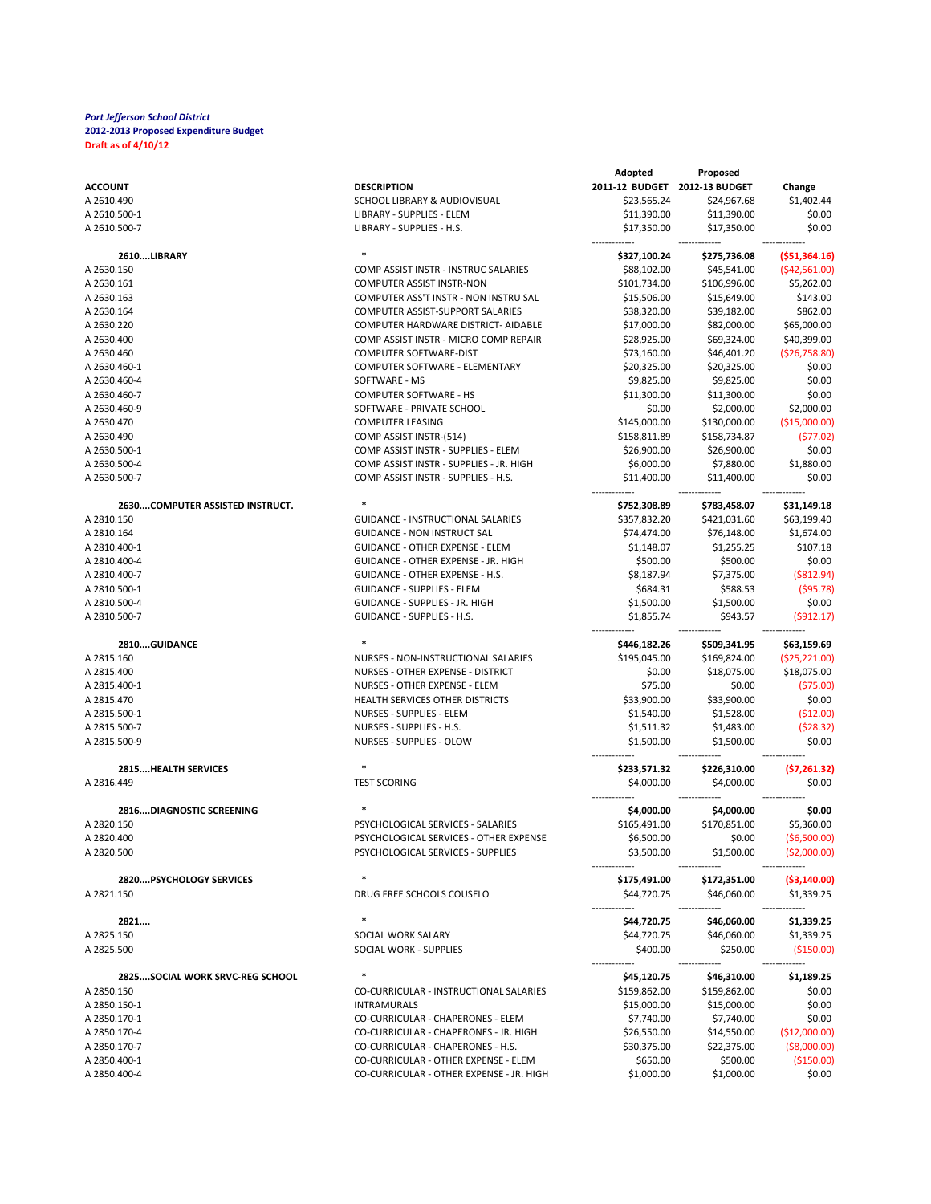*Port Jefferson School District*
**2012-2013 Proposed Expenditure Budget**
**Draft as of 4/10/12**

| ACCOUNT | DESCRIPTION | Adopted 2011-12 BUDGET | Proposed 2012-13 BUDGET | Change |
|---|---|---|---|---|
| A 2610.490 | SCHOOL LIBRARY & AUDIOVISUAL | $23,565.24 | $24,967.68 | $1,402.44 |
| A 2610.500-1 | LIBRARY - SUPPLIES - ELEM | $11,390.00 | $11,390.00 | $0.00 |
| A 2610.500-7 | LIBRARY - SUPPLIES - H.S. | $17,350.00 | $17,350.00 | $0.00 |
| **2610....LIBRARY** | * | **$327,100.24** | **$275,736.08** | **($51,364.16)** |
| A 2630.150 | COMP ASSIST INSTR - INSTRUC SALARIES | $88,102.00 | $45,541.00 | ($42,561.00) |
| A 2630.161 | COMPUTER ASSIST INSTR-NON | $101,734.00 | $106,996.00 | $5,262.00 |
| A 2630.163 | COMPUTER ASS'T INSTR - NON INSTRU SAL | $15,506.00 | $15,649.00 | $143.00 |
| A 2630.164 | COMPUTER ASSIST-SUPPORT SALARIES | $38,320.00 | $39,182.00 | $862.00 |
| A 2630.220 | COMPUTER HARDWARE DISTRICT- AIDABLE | $17,000.00 | $82,000.00 | $65,000.00 |
| A 2630.400 | COMP ASSIST INSTR - MICRO COMP REPAIR | $28,925.00 | $69,324.00 | $40,399.00 |
| A 2630.460 | COMPUTER SOFTWARE-DIST | $73,160.00 | $46,401.20 | ($26,758.80) |
| A 2630.460-1 | COMPUTER SOFTWARE - ELEMENTARY | $20,325.00 | $20,325.00 | $0.00 |
| A 2630.460-4 | SOFTWARE - MS | $9,825.00 | $9,825.00 | $0.00 |
| A 2630.460-7 | COMPUTER SOFTWARE - HS | $11,300.00 | $11,300.00 | $0.00 |
| A 2630.460-9 | SOFTWARE - PRIVATE SCHOOL | $0.00 | $2,000.00 | $2,000.00 |
| A 2630.470 | COMPUTER LEASING | $145,000.00 | $130,000.00 | ($15,000.00) |
| A 2630.490 | COMP ASSIST INSTR-(514) | $158,811.89 | $158,734.87 | ($77.02) |
| A 2630.500-1 | COMP ASSIST INSTR - SUPPLIES - ELEM | $26,900.00 | $26,900.00 | $0.00 |
| A 2630.500-4 | COMP ASSIST INSTR - SUPPLIES - JR. HIGH | $6,000.00 | $7,880.00 | $1,880.00 |
| A 2630.500-7 | COMP ASSIST INSTR - SUPPLIES - H.S. | $11,400.00 | $11,400.00 | $0.00 |
| **2630....COMPUTER ASSISTED INSTRUCT.** | * | **$752,308.89** | **$783,458.07** | **$31,149.18** |
| A 2810.150 | GUIDANCE - INSTRUCTIONAL SALARIES | $357,832.20 | $421,031.60 | $63,199.40 |
| A 2810.164 | GUIDANCE - NON INSTRUCT SAL | $74,474.00 | $76,148.00 | $1,674.00 |
| A 2810.400-1 | GUIDANCE - OTHER EXPENSE - ELEM | $1,148.07 | $1,255.25 | $107.18 |
| A 2810.400-4 | GUIDANCE - OTHER EXPENSE - JR. HIGH | $500.00 | $500.00 | $0.00 |
| A 2810.400-7 | GUIDANCE - OTHER EXPENSE - H.S. | $8,187.94 | $7,375.00 | ($812.94) |
| A 2810.500-1 | GUIDANCE - SUPPLIES - ELEM | $684.31 | $588.53 | ($95.78) |
| A 2810.500-4 | GUIDANCE - SUPPLIES - JR. HIGH | $1,500.00 | $1,500.00 | $0.00 |
| A 2810.500-7 | GUIDANCE - SUPPLIES - H.S. | $1,855.74 | $943.57 | ($912.17) |
| **2810....GUIDANCE** | * | **$446,182.26** | **$509,341.95** | **$63,159.69** |
| A 2815.160 | NURSES - NON-INSTRUCTIONAL SALARIES | $195,045.00 | $169,824.00 | ($25,221.00) |
| A 2815.400 | NURSES - OTHER EXPENSE - DISTRICT | $0.00 | $18,075.00 | $18,075.00 |
| A 2815.400-1 | NURSES - OTHER EXPENSE - ELEM | $75.00 | $0.00 | ($75.00) |
| A 2815.470 | HEALTH SERVICES OTHER DISTRICTS | $33,900.00 | $33,900.00 | $0.00 |
| A 2815.500-1 | NURSES - SUPPLIES - ELEM | $1,540.00 | $1,528.00 | ($12.00) |
| A 2815.500-7 | NURSES - SUPPLIES - H.S. | $1,511.32 | $1,483.00 | ($28.32) |
| A 2815.500-9 | NURSES - SUPPLIES - OLOW | $1,500.00 | $1,500.00 | $0.00 |
| **2815....HEALTH SERVICES** | * | **$233,571.32** | **$226,310.00** | **($7,261.32)** |
| A 2816.449 | TEST SCORING | $4,000.00 | $4,000.00 | $0.00 |
| **2816....DIAGNOSTIC SCREENING** | * | **$4,000.00** | **$4,000.00** | **$0.00** |
| A 2820.150 | PSYCHOLOGICAL SERVICES - SALARIES | $165,491.00 | $170,851.00 | $5,360.00 |
| A 2820.400 | PSYCHOLOGICAL SERVICES - OTHER EXPENSE | $6,500.00 | $0.00 | ($6,500.00) |
| A 2820.500 | PSYCHOLOGICAL SERVICES - SUPPLIES | $3,500.00 | $1,500.00 | ($2,000.00) |
| **2820....PSYCHOLOGY SERVICES** | * | **$175,491.00** | **$172,351.00** | **($3,140.00)** |
| A 2821.150 | DRUG FREE SCHOOLS COUSELO | $44,720.75 | $46,060.00 | $1,339.25 |
| **2821....** | * | **$44,720.75** | **$46,060.00** | **$1,339.25** |
| A 2825.150 | SOCIAL WORK SALARY | $44,720.75 | $46,060.00 | $1,339.25 |
| A 2825.500 | SOCIAL WORK - SUPPLIES | $400.00 | $250.00 | ($150.00) |
| **2825....SOCIAL WORK SRVC-REG SCHOOL** | * | **$45,120.75** | **$46,310.00** | **$1,189.25** |
| A 2850.150 | CO-CURRICULAR - INSTRUCTIONAL SALARIES | $159,862.00 | $159,862.00 | $0.00 |
| A 2850.150-1 | INTRAMURALS | $15,000.00 | $15,000.00 | $0.00 |
| A 2850.170-1 | CO-CURRICULAR - CHAPERONES - ELEM | $7,740.00 | $7,740.00 | $0.00 |
| A 2850.170-4 | CO-CURRICULAR - CHAPERONES - JR. HIGH | $26,550.00 | $14,550.00 | ($12,000.00) |
| A 2850.170-7 | CO-CURRICULAR - CHAPERONES - H.S. | $30,375.00 | $22,375.00 | ($8,000.00) |
| A 2850.400-1 | CO-CURRICULAR - OTHER EXPENSE - ELEM | $650.00 | $500.00 | ($150.00) |
| A 2850.400-4 | CO-CURRICULAR - OTHER EXPENSE - JR. HIGH | $1,000.00 | $1,000.00 | $0.00 |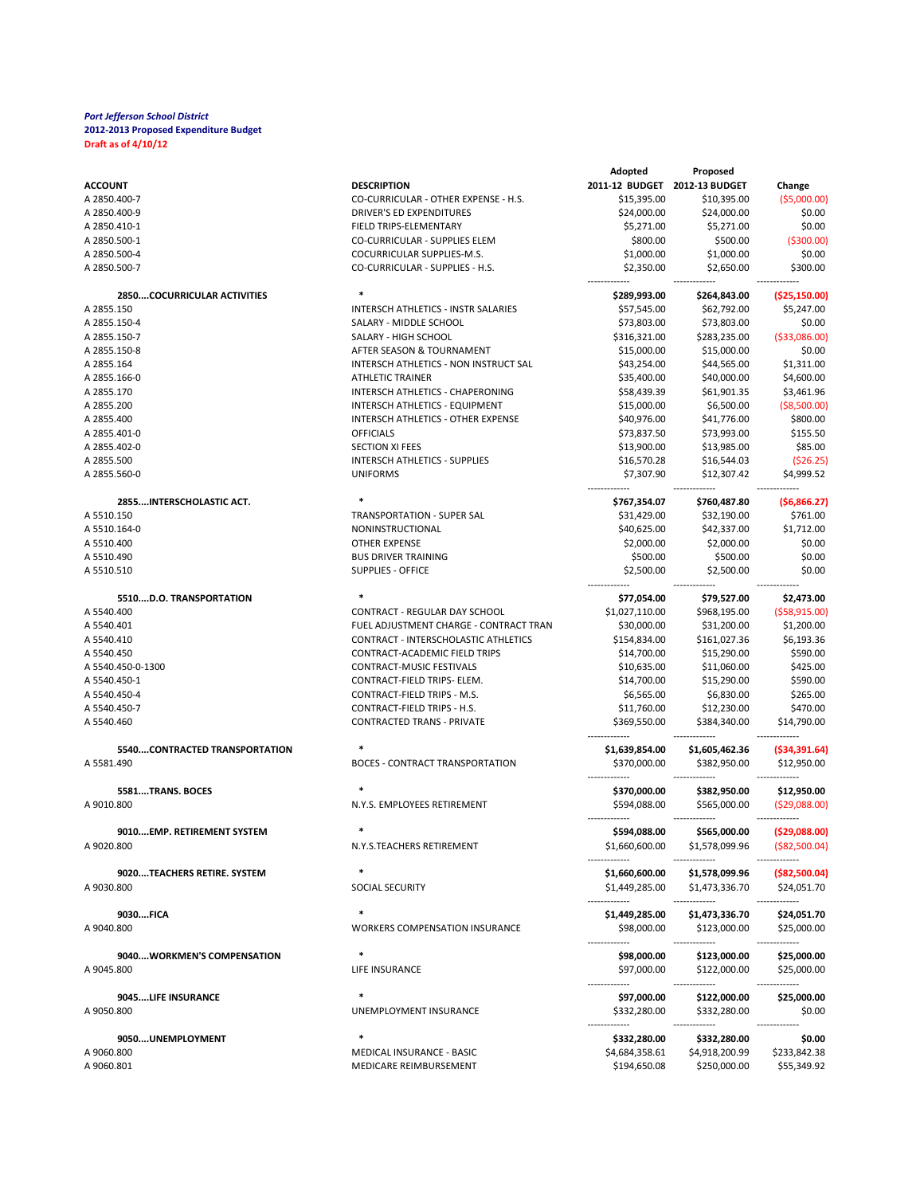*Port Jefferson School District*
**2012-2013 Proposed Expenditure Budget**
**Draft as of 4/10/12**

| ACCOUNT | DESCRIPTION | Adopted 2011-12 BUDGET | Proposed 2012-13 BUDGET | Change |
|---|---|---|---|---|
| A 2850.400-7 | CO-CURRICULAR - OTHER EXPENSE - H.S. | $15,395.00 | $10,395.00 | ($5,000.00) |
| A 2850.400-9 | DRIVER'S ED EXPENDITURES | $24,000.00 | $24,000.00 | $0.00 |
| A 2850.410-1 | FIELD TRIPS-ELEMENTARY | $5,271.00 | $5,271.00 | $0.00 |
| A 2850.500-1 | CO-CURRICULAR - SUPPLIES ELEM | $800.00 | $500.00 | ($300.00) |
| A 2850.500-4 | COCURRICULAR SUPPLIES-M.S. | $1,000.00 | $1,000.00 | $0.00 |
| A 2850.500-7 | CO-CURRICULAR - SUPPLIES - H.S. | $2,350.00 | $2,650.00 | $300.00 |
| **2850....COCURRICULAR ACTIVITIES** | * | **$289,993.00** | **$264,843.00** | **($25,150.00)** |
| A 2855.150 | INTERSCH ATHLETICS - INSTR SALARIES | $57,545.00 | $62,792.00 | $5,247.00 |
| A 2855.150-4 | SALARY - MIDDLE SCHOOL | $73,803.00 | $73,803.00 | $0.00 |
| A 2855.150-7 | SALARY - HIGH SCHOOL | $316,321.00 | $283,235.00 | ($33,086.00) |
| A 2855.150-8 | AFTER SEASON & TOURNAMENT | $15,000.00 | $15,000.00 | $0.00 |
| A 2855.164 | INTERSCH ATHLETICS - NON INSTRUCT SAL | $43,254.00 | $44,565.00 | $1,311.00 |
| A 2855.166-0 | ATHLETIC TRAINER | $35,400.00 | $40,000.00 | $4,600.00 |
| A 2855.170 | INTERSCH ATHLETICS - CHAPERONING | $58,439.39 | $61,901.35 | $3,461.96 |
| A 2855.200 | INTERSCH ATHLETICS - EQUIPMENT | $15,000.00 | $6,500.00 | ($8,500.00) |
| A 2855.400 | INTERSCH ATHLETICS - OTHER EXPENSE | $40,976.00 | $41,776.00 | $800.00 |
| A 2855.401-0 | OFFICIALS | $73,837.50 | $73,993.00 | $155.50 |
| A 2855.402-0 | SECTION XI FEES | $13,900.00 | $13,985.00 | $85.00 |
| A 2855.500 | INTERSCH ATHLETICS - SUPPLIES | $16,570.28 | $16,544.03 | ($26.25) |
| A 2855.560-0 | UNIFORMS | $7,307.90 | $12,307.42 | $4,999.52 |
| **2855....INTERSCHOLASTIC ACT.** | * | **$767,354.07** | **$760,487.80** | **($6,866.27)** |
| A 5510.150 | TRANSPORTATION - SUPER SAL | $31,429.00 | $32,190.00 | $761.00 |
| A 5510.164-0 | NONINSTRUCTIONAL | $40,625.00 | $42,337.00 | $1,712.00 |
| A 5510.400 | OTHER EXPENSE | $2,000.00 | $2,000.00 | $0.00 |
| A 5510.490 | BUS DRIVER TRAINING | $500.00 | $500.00 | $0.00 |
| A 5510.510 | SUPPLIES - OFFICE | $2,500.00 | $2,500.00 | $0.00 |
| **5510....D.O. TRANSPORTATION** | * | **$77,054.00** | **$79,527.00** | **$2,473.00** |
| A 5540.400 | CONTRACT - REGULAR DAY SCHOOL | $1,027,110.00 | $968,195.00 | ($58,915.00) |
| A 5540.401 | FUEL ADJUSTMENT CHARGE - CONTRACT TRAN | $30,000.00 | $31,200.00 | $1,200.00 |
| A 5540.410 | CONTRACT - INTERSCHOLASTIC ATHLETICS | $154,834.00 | $161,027.36 | $6,193.36 |
| A 5540.450 | CONTRACT-ACADEMIC FIELD TRIPS | $14,700.00 | $15,290.00 | $590.00 |
| A 5540.450-0-1300 | CONTRACT-MUSIC FESTIVALS | $10,635.00 | $11,060.00 | $425.00 |
| A 5540.450-1 | CONTRACT-FIELD TRIPS- ELEM. | $14,700.00 | $15,290.00 | $590.00 |
| A 5540.450-4 | CONTRACT-FIELD TRIPS - M.S. | $6,565.00 | $6,830.00 | $265.00 |
| A 5540.450-7 | CONTRACT-FIELD TRIPS - H.S. | $11,760.00 | $12,230.00 | $470.00 |
| A 5540.460 | CONTRACTED TRANS - PRIVATE | $369,550.00 | $384,340.00 | $14,790.00 |
| **5540....CONTRACTED TRANSPORTATION** | * | **$1,639,854.00** | **$1,605,462.36** | **($34,391.64)** |
| A 5581.490 | BOCES - CONTRACT TRANSPORTATION | $370,000.00 | $382,950.00 | $12,950.00 |
| **5581....TRANS. BOCES** | * | **$370,000.00** | **$382,950.00** | **$12,950.00** |
| A 9010.800 | N.Y.S. EMPLOYEES RETIREMENT | $594,088.00 | $565,000.00 | ($29,088.00) |
| **9010....EMP. RETIREMENT SYSTEM** | * | **$594,088.00** | **$565,000.00** | **($29,088.00)** |
| A 9020.800 | N.Y.S.TEACHERS RETIREMENT | $1,660,600.00 | $1,578,099.96 | ($82,500.04) |
| **9020....TEACHERS RETIRE. SYSTEM** | * | **$1,660,600.00** | **$1,578,099.96** | **($82,500.04)** |
| A 9030.800 | SOCIAL SECURITY | $1,449,285.00 | $1,473,336.70 | $24,051.70 |
| **9030....FICA** | * | **$1,449,285.00** | **$1,473,336.70** | **$24,051.70** |
| A 9040.800 | WORKERS COMPENSATION INSURANCE | $98,000.00 | $123,000.00 | $25,000.00 |
| **9040....WORKMEN'S COMPENSATION** | * | **$98,000.00** | **$123,000.00** | **$25,000.00** |
| A 9045.800 | LIFE INSURANCE | $97,000.00 | $122,000.00 | $25,000.00 |
| **9045....LIFE INSURANCE** | * | **$97,000.00** | **$122,000.00** | **$25,000.00** |
| A 9050.800 | UNEMPLOYMENT INSURANCE | $332,280.00 | $332,280.00 | $0.00 |
| **9050....UNEMPLOYMENT** | * | **$332,280.00** | **$332,280.00** | **$0.00** |
| A 9060.800 | MEDICAL INSURANCE - BASIC | $4,684,358.61 | $4,918,200.99 | $233,842.38 |
| A 9060.801 | MEDICARE REIMBURSEMENT | $194,650.08 | $250,000.00 | $55,349.92 |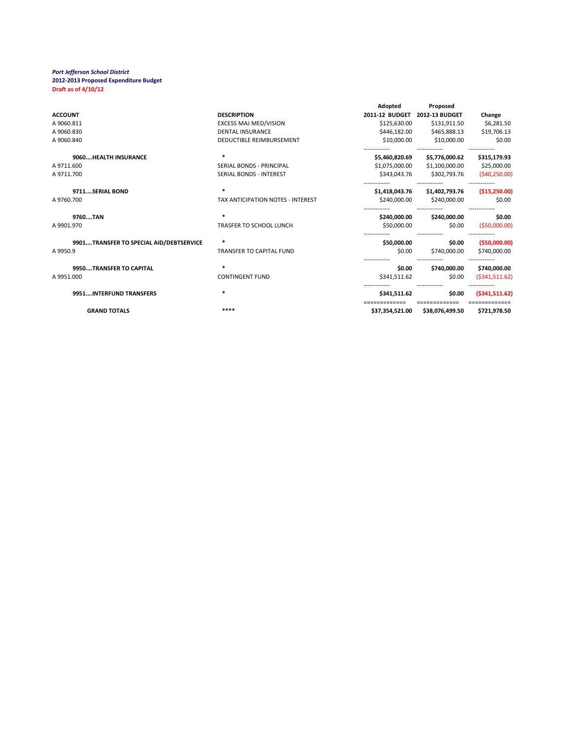*Port Jefferson School District*
**2012-2013 Proposed Expenditure Budget**
**Draft as of 4/10/12**

| ACCOUNT | DESCRIPTION | Adopted 2011-12 BUDGET | Proposed 2012-13 BUDGET | Change |
|---|---|---|---|---|
| A 9060.811 | EXCESS MAJ MED/VISION | $125,630.00 | $131,911.50 | $6,281.50 |
| A 9060.830 | DENTAL INSURANCE | $446,182.00 | $465,888.13 | $19,706.13 |
| A 9060.840 | DEDUCTIBLE REIMBURSEMENT | $10,000.00 | $10,000.00 | $0.00 |
| | | ------------ | ------------ | ------------ |
| **9060....HEALTH INSURANCE** | * | **$5,460,820.69** | **$5,776,000.62** | **$315,179.93** |
| A 9711.600 | SERIAL BONDS - PRINCIPAL | $1,075,000.00 | $1,100,000.00 | $25,000.00 |
| A 9711.700 | SERIAL BONDS - INTEREST | $343,043.76 | $302,793.76 | ($40,250.00) |
| | | ------------ | ------------ | ------------ |
| **9711....SERIAL BOND** | * | **$1,418,043.76** | **$1,402,793.76** | **($15,250.00)** |
| A 9760.700 | TAX ANTICIPATION NOTES - INTEREST | $240,000.00 | $240,000.00 | $0.00 |
| | | ------------ | ------------ | ------------ |
| **9760....TAN** | * | **$240,000.00** | **$240,000.00** | **$0.00** |
| A 9901.970 | TRASFER TO SCHOOL LUNCH | $50,000.00 | $0.00 | ($50,000.00) |
| | | ------------ | ------------ | ------------ |
| **9901....TRANSFER TO SPECIAL AID/DEBTSERVICE** | * | **$50,000.00** | **$0.00** | **($50,000.00)** |
| A 9950.9 | TRANSFER TO CAPITAL FUND | $0.00 | $740,000.00 | $740,000.00 |
| | | ------------ | ------------ | ------------ |
| **9950....TRANSFER TO CAPITAL** | * | **$0.00** | **$740,000.00** | **$740,000.00** |
| A 9951.000 | CONTINGENT FUND | $341,511.62 | $0.00 | ($341,511.62) |
| | | ------------ | ------------ | ------------ |
| **9951....INTERFUND TRANSFERS** | * | **$341,511.62** | **$0.00** | **($341,511.62)** |
| | | ============= | ============= | ============= |
| **GRAND TOTALS** | **** | **$37,354,521.00** | **$38,076,499.50** | **$721,978.50** |